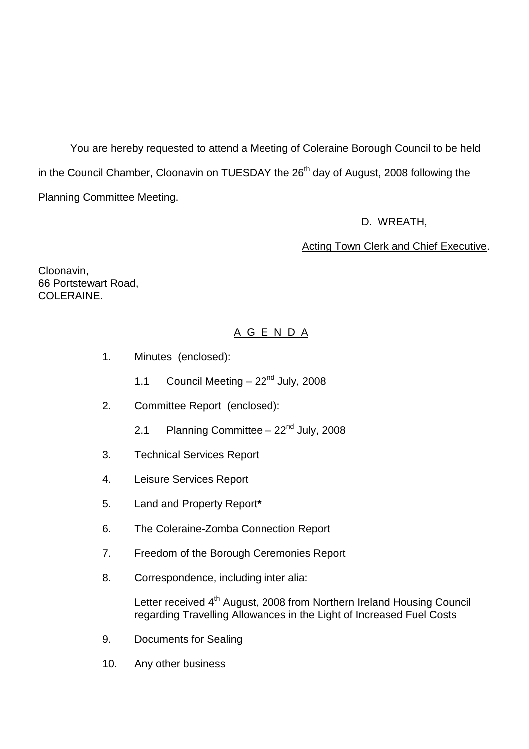You are hereby requested to attend a Meeting of Coleraine Borough Council to be held in the Council Chamber, Cloonavin on TUESDAY the 26th day of August, 2008 following the Planning Committee Meeting.

D. WREATH,

Acting Town Clerk and Chief Executive.

Cloonavin,
66 Portstewart Road,
COLERAINE.

## A G E N D A

1. Minutes (enclosed):

   1.1 Council Meeting – 22nd July, 2008

2. Committee Report (enclosed):

   2.1 Planning Committee – 22nd July, 2008

3. Technical Services Report

4. Leisure Services Report

5. Land and Property Report**\***

6. The Coleraine-Zomba Connection Report

7. Freedom of the Borough Ceremonies Report

8. Correspondence, including inter alia:

   Letter received 4th August, 2008 from Northern Ireland Housing Council regarding Travelling Allowances in the Light of Increased Fuel Costs

9. Documents for Sealing

10. Any other business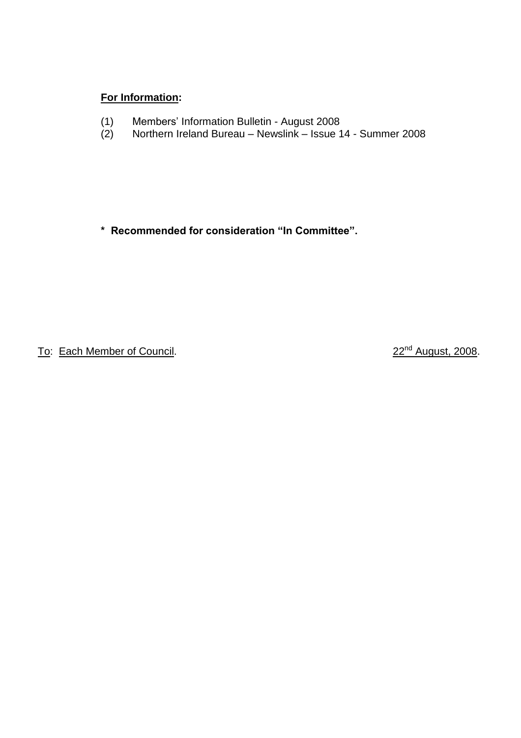**<u>For Information</u>:**

(1) Members' Information Bulletin - August 2008
(2) Northern Ireland Bureau – Newslink – Issue 14 - Summer 2008

**\* Recommended for consideration "In Committee".**

<u>To</u>: <u>Each Member of Council</u>. <u>22nd August, 2008</u>.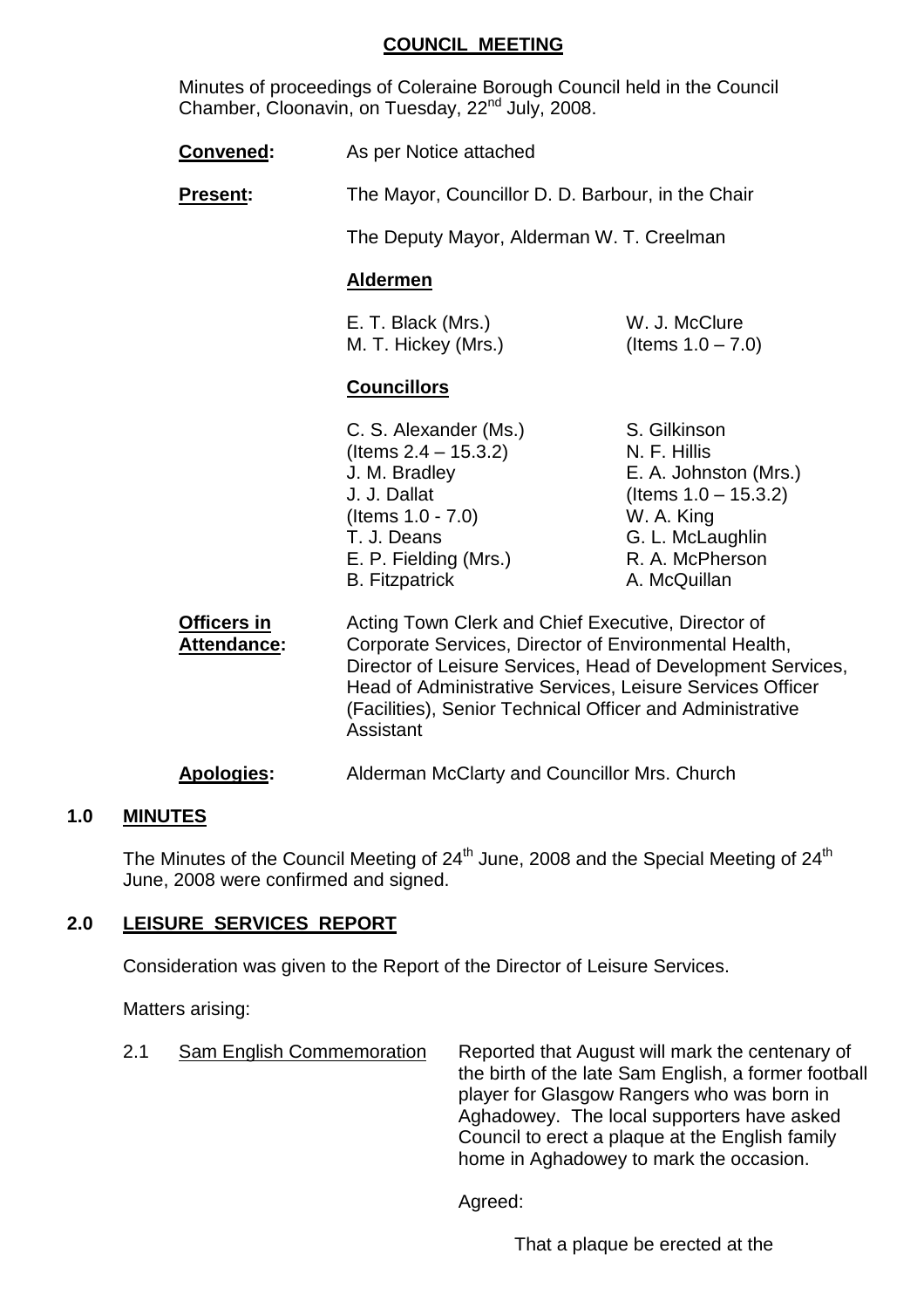## COUNCIL MEETING

Minutes of proceedings of Coleraine Borough Council held in the Council Chamber, Cloonavin, on Tuesday, 22nd July, 2008.

**Convened:** As per Notice attached

**Present:** The Mayor, Councillor D. D. Barbour, in the Chair

The Deputy Mayor, Alderman W. T. Creelman

**Aldermen**

| | |
|---|---|
| E. T. Black (Mrs.) | W. J. McClure |
| M. T. Hickey (Mrs.) | (Items 1.0 – 7.0) |

**Councillors**

| | |
|---|---|
| C. S. Alexander (Ms.) | S. Gilkinson |
| (Items 2.4 – 15.3.2) | N. F. Hillis |
| J. M. Bradley | E. A. Johnston (Mrs.) |
| J. J. Dallat | (Items 1.0 – 15.3.2) |
| (Items 1.0 - 7.0) | W. A. King |
| T. J. Deans | G. L. McLaughlin |
| E. P. Fielding (Mrs.) | R. A. McPherson |
| B. Fitzpatrick | A. McQuillan |

**Officers in Attendance:** Acting Town Clerk and Chief Executive, Director of Corporate Services, Director of Environmental Health, Director of Leisure Services, Head of Development Services, Head of Administrative Services, Leisure Services Officer (Facilities), Senior Technical Officer and Administrative Assistant

**Apologies:** Alderman McClarty and Councillor Mrs. Church

## 1.0 MINUTES

The Minutes of the Council Meeting of 24th June, 2008 and the Special Meeting of 24th June, 2008 were confirmed and signed.

## 2.0 LEISURE SERVICES REPORT

Consideration was given to the Report of the Director of Leisure Services.

Matters arising:

2.1 Sam English Commemoration

Reported that August will mark the centenary of the birth of the late Sam English, a former football player for Glasgow Rangers who was born in Aghadowey. The local supporters have asked Council to erect a plaque at the English family home in Aghadowey to mark the occasion.

Agreed:

That a plaque be erected at the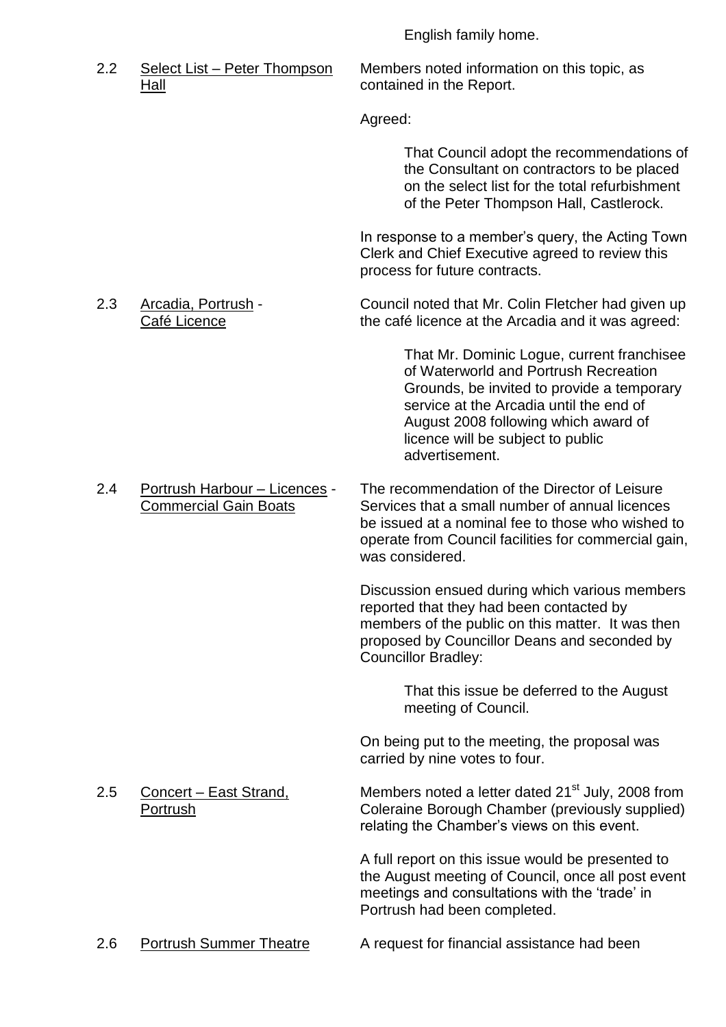English family home.

2.2 Select List – Peter Thompson Hall

Members noted information on this topic, as contained in the Report.

Agreed:

> That Council adopt the recommendations of the Consultant on contractors to be placed on the select list for the total refurbishment of the Peter Thompson Hall, Castlerock.

In response to a member's query, the Acting Town Clerk and Chief Executive agreed to review this process for future contracts.

2.3 Arcadia, Portrush - Café Licence

Council noted that Mr. Colin Fletcher had given up the café licence at the Arcadia and it was agreed:

> That Mr. Dominic Logue, current franchisee of Waterworld and Portrush Recreation Grounds, be invited to provide a temporary service at the Arcadia until the end of August 2008 following which award of licence will be subject to public advertisement.

2.4 Portrush Harbour – Licences - Commercial Gain Boats

The recommendation of the Director of Leisure Services that a small number of annual licences be issued at a nominal fee to those who wished to operate from Council facilities for commercial gain, was considered.

Discussion ensued during which various members reported that they had been contacted by members of the public on this matter. It was then proposed by Councillor Deans and seconded by Councillor Bradley:

> That this issue be deferred to the August meeting of Council.

On being put to the meeting, the proposal was carried by nine votes to four.

2.5 Concert – East Strand, Portrush

Members noted a letter dated 21st July, 2008 from Coleraine Borough Chamber (previously supplied) relating the Chamber's views on this event.

A full report on this issue would be presented to the August meeting of Council, once all post event meetings and consultations with the 'trade' in Portrush had been completed.

2.6 Portrush Summer Theatre

A request for financial assistance had been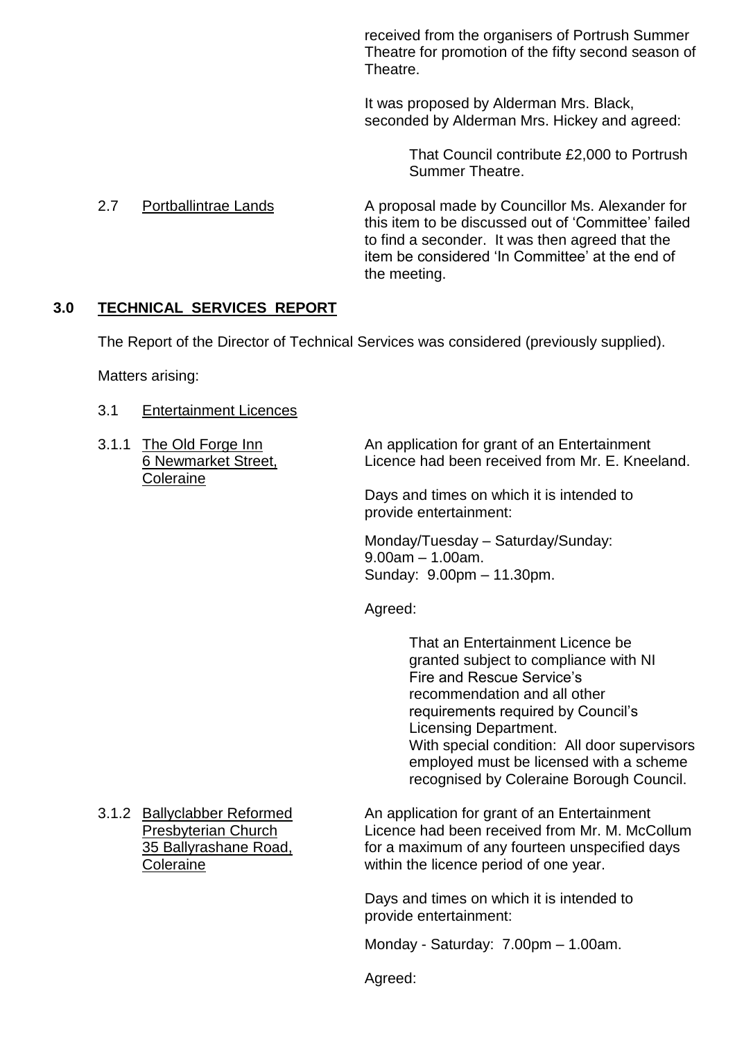received from the organisers of Portrush Summer Theatre for promotion of the fifty second season of Theatre.

It was proposed by Alderman Mrs. Black, seconded by Alderman Mrs. Hickey and agreed:

> That Council contribute £2,000 to Portrush Summer Theatre.

2.7 Portballintrae Lands

A proposal made by Councillor Ms. Alexander for this item to be discussed out of 'Committee' failed to find a seconder. It was then agreed that the item be considered 'In Committee' at the end of the meeting.

## 3.0 TECHNICAL SERVICES REPORT

The Report of the Director of Technical Services was considered (previously supplied).

Matters arising:

3.1 Entertainment Licences

3.1.1 The Old Forge Inn, 6 Newmarket Street, Coleraine

An application for grant of an Entertainment Licence had been received from Mr. E. Kneeland.

Days and times on which it is intended to provide entertainment:

Monday/Tuesday – Saturday/Sunday: 9.00am – 1.00am.
Sunday: 9.00pm – 11.30pm.

Agreed:

> That an Entertainment Licence be granted subject to compliance with NI Fire and Rescue Service's recommendation and all other requirements required by Council's Licensing Department.
> With special condition: All door supervisors employed must be licensed with a scheme recognised by Coleraine Borough Council.

3.1.2 Ballyclabber Reformed Presbyterian Church, 35 Ballyrashane Road, Coleraine

An application for grant of an Entertainment Licence had been received from Mr. M. McCollum for a maximum of any fourteen unspecified days within the licence period of one year.

Days and times on which it is intended to provide entertainment:

Monday - Saturday: 7.00pm – 1.00am.

Agreed: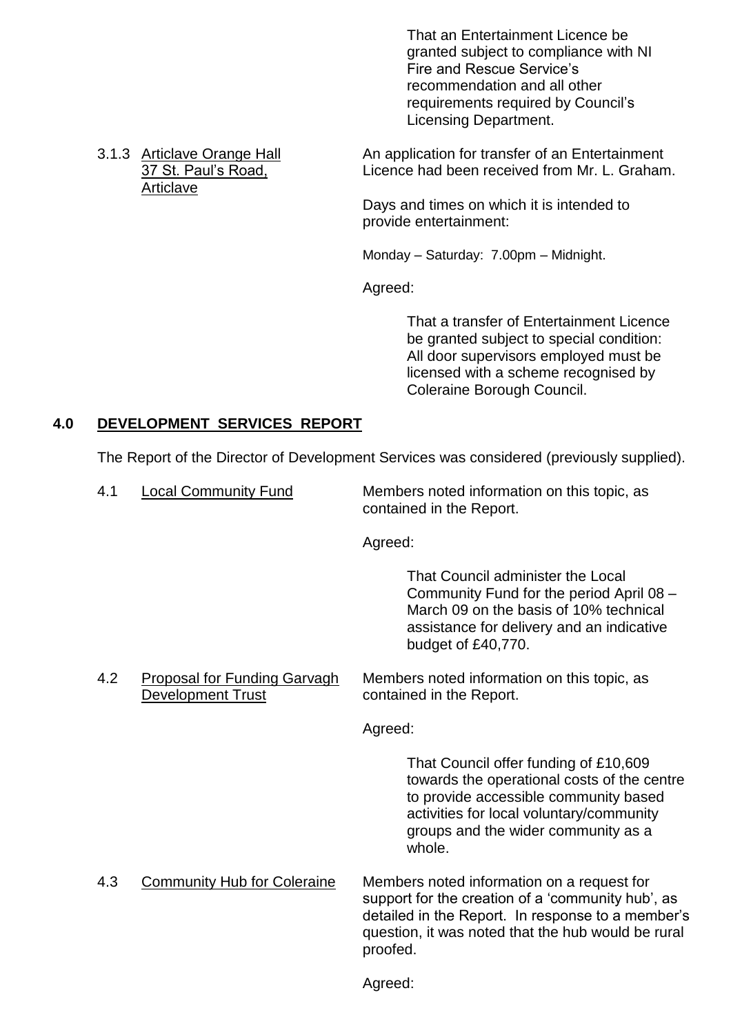That an Entertainment Licence be granted subject to compliance with NI Fire and Rescue Service's recommendation and all other requirements required by Council's Licensing Department.

3.1.3 Articlave Orange Hall 37 St. Paul's Road, Articlave

An application for transfer of an Entertainment Licence had been received from Mr. L. Graham.

Days and times on which it is intended to provide entertainment:

Monday – Saturday: 7.00pm – Midnight.

Agreed:

That a transfer of Entertainment Licence be granted subject to special condition: All door supervisors employed must be licensed with a scheme recognised by Coleraine Borough Council.

## 4.0 DEVELOPMENT SERVICES REPORT

The Report of the Director of Development Services was considered (previously supplied).

4.1 Local Community Fund

Members noted information on this topic, as contained in the Report.

Agreed:

That Council administer the Local Community Fund for the period April 08 – March 09 on the basis of 10% technical assistance for delivery and an indicative budget of £40,770.

4.2 Proposal for Funding Garvagh Development Trust

Members noted information on this topic, as contained in the Report.

Agreed:

That Council offer funding of £10,609 towards the operational costs of the centre to provide accessible community based activities for local voluntary/community groups and the wider community as a whole.

4.3 Community Hub for Coleraine

Members noted information on a request for support for the creation of a 'community hub', as detailed in the Report. In response to a member's question, it was noted that the hub would be rural proofed.

Agreed: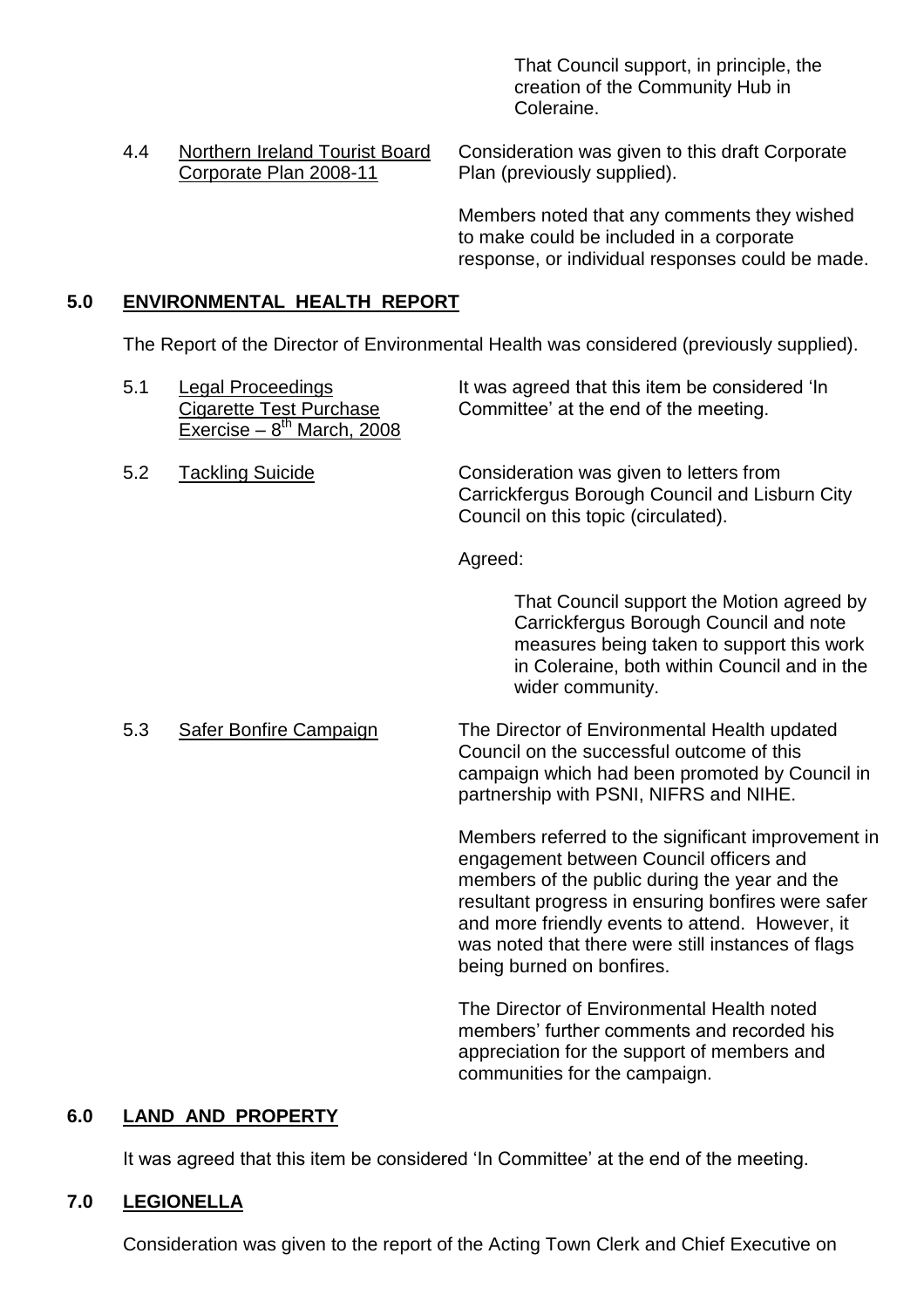That Council support, in principle, the creation of the Community Hub in Coleraine.

4.4 Northern Ireland Tourist Board Corporate Plan 2008-11

Consideration was given to this draft Corporate Plan (previously supplied).

Members noted that any comments they wished to make could be included in a corporate response, or individual responses could be made.

## 5.0 ENVIRONMENTAL HEALTH REPORT

The Report of the Director of Environmental Health was considered (previously supplied).

5.1 Legal Proceedings Cigarette Test Purchase Exercise – 8th March, 2008

It was agreed that this item be considered 'In Committee' at the end of the meeting.

5.2 Tackling Suicide

Consideration was given to letters from Carrickfergus Borough Council and Lisburn City Council on this topic (circulated).

Agreed:

> That Council support the Motion agreed by Carrickfergus Borough Council and note measures being taken to support this work in Coleraine, both within Council and in the wider community.

5.3 Safer Bonfire Campaign

The Director of Environmental Health updated Council on the successful outcome of this campaign which had been promoted by Council in partnership with PSNI, NIFRS and NIHE.

Members referred to the significant improvement in engagement between Council officers and members of the public during the year and the resultant progress in ensuring bonfires were safer and more friendly events to attend. However, it was noted that there were still instances of flags being burned on bonfires.

The Director of Environmental Health noted members' further comments and recorded his appreciation for the support of members and communities for the campaign.

## 6.0 LAND AND PROPERTY

It was agreed that this item be considered 'In Committee' at the end of the meeting.

## 7.0 LEGIONELLA

Consideration was given to the report of the Acting Town Clerk and Chief Executive on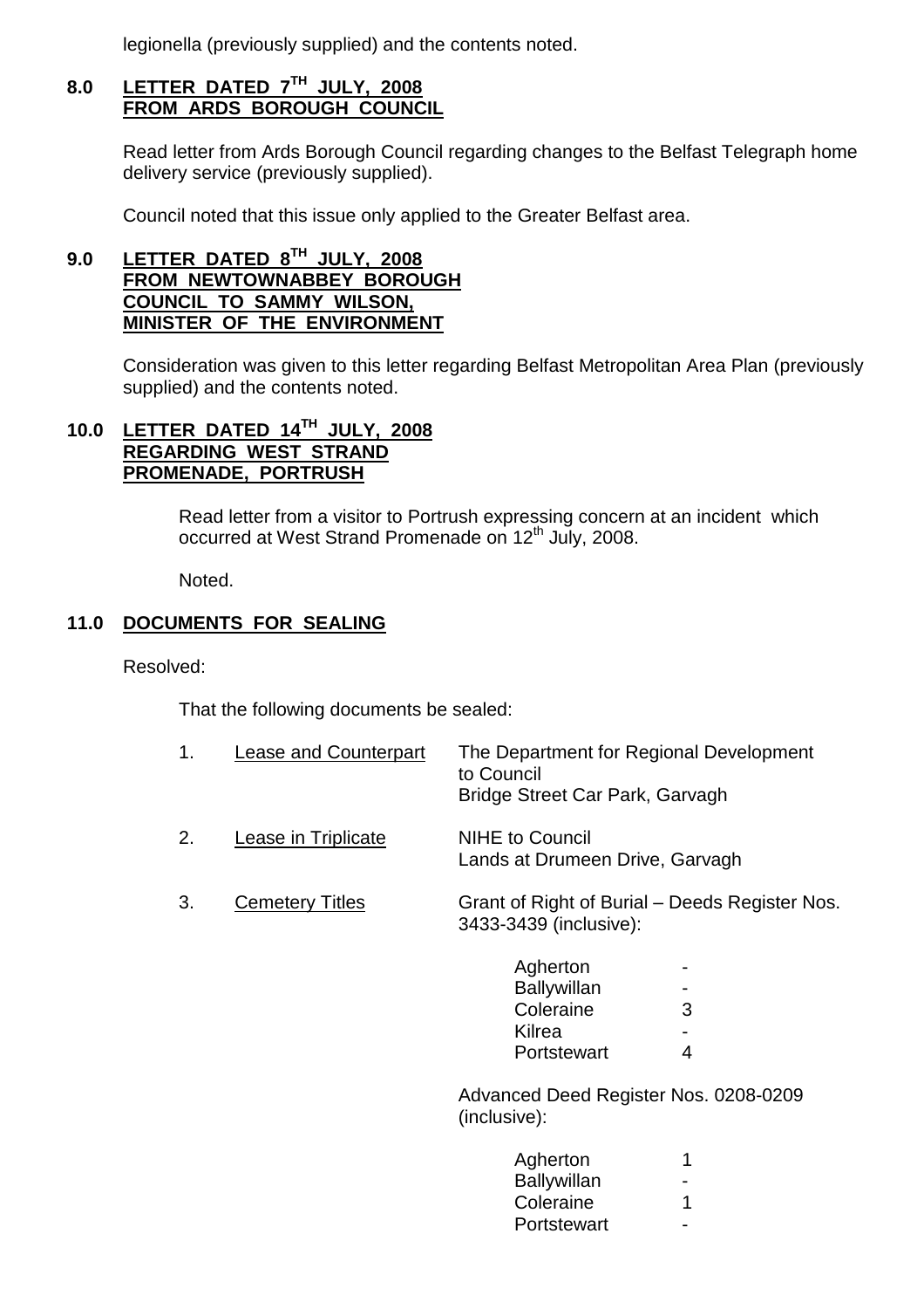legionella (previously supplied) and the contents noted.

## 8.0 LETTER DATED 7TH JULY, 2008 FROM ARDS BOROUGH COUNCIL

Read letter from Ards Borough Council regarding changes to the Belfast Telegraph home delivery service (previously supplied).

Council noted that this issue only applied to the Greater Belfast area.

## 9.0 LETTER DATED 8TH JULY, 2008 FROM NEWTOWNABBEY BOROUGH COUNCIL TO SAMMY WILSON, MINISTER OF THE ENVIRONMENT

Consideration was given to this letter regarding Belfast Metropolitan Area Plan (previously supplied) and the contents noted.

## 10.0 LETTER DATED 14TH JULY, 2008 REGARDING WEST STRAND PROMENADE, PORTRUSH

Read letter from a visitor to Portrush expressing concern at an incident which occurred at West Strand Promenade on 12th July, 2008.

Noted.

## 11.0 DOCUMENTS FOR SEALING

Resolved:

That the following documents be sealed:

1. Lease and Counterpart — The Department for Regional Development to Council
   Bridge Street Car Park, Garvagh

2. Lease in Triplicate — NIHE to Council
   Lands at Drumeen Drive, Garvagh

3. Cemetery Titles — Grant of Right of Burial – Deeds Register Nos. 3433-3439 (inclusive):

| | |
|---|---|
| Agherton | - |
| Ballywillan | - |
| Coleraine | 3 |
| Kilrea | - |
| Portstewart | 4 |

Advanced Deed Register Nos. 0208-0209 (inclusive):

| | |
|---|---|
| Agherton | 1 |
| Ballywillan | - |
| Coleraine | 1 |
| Portstewart | - |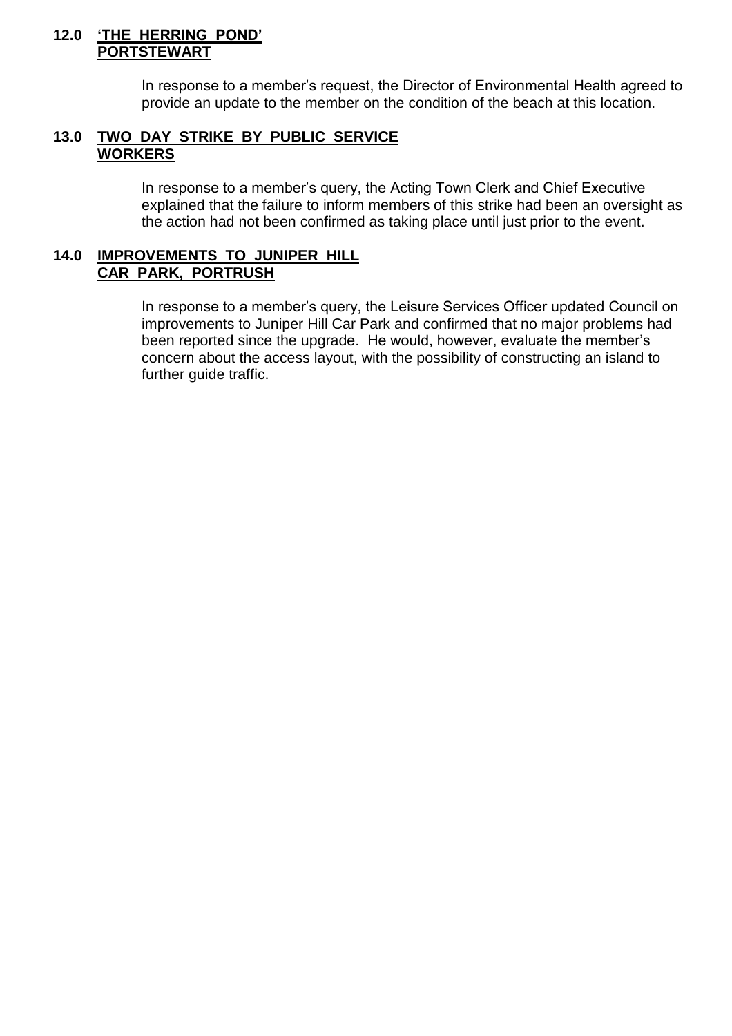## 12.0 'THE HERRING POND' PORTSTEWART

In response to a member's request, the Director of Environmental Health agreed to provide an update to the member on the condition of the beach at this location.

## 13.0 TWO DAY STRIKE BY PUBLIC SERVICE WORKERS

In response to a member's query, the Acting Town Clerk and Chief Executive explained that the failure to inform members of this strike had been an oversight as the action had not been confirmed as taking place until just prior to the event.

## 14.0 IMPROVEMENTS TO JUNIPER HILL CAR PARK, PORTRUSH

In response to a member's query, the Leisure Services Officer updated Council on improvements to Juniper Hill Car Park and confirmed that no major problems had been reported since the upgrade. He would, however, evaluate the member's concern about the access layout, with the possibility of constructing an island to further guide traffic.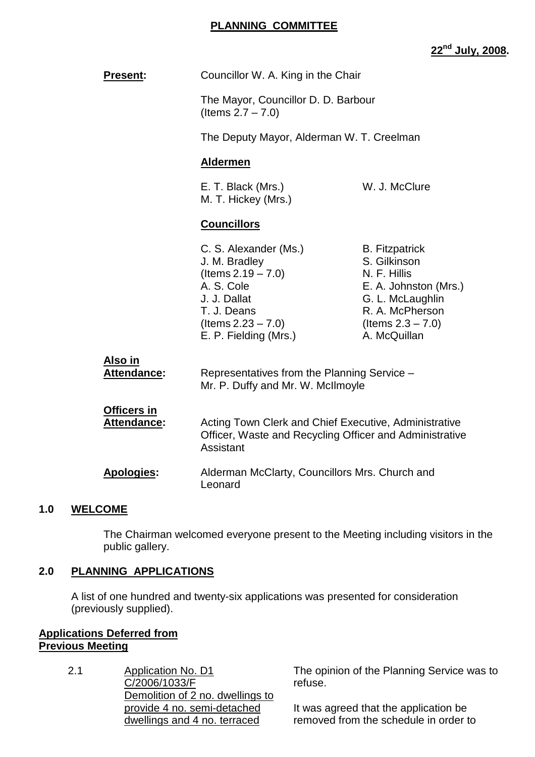# PLANNING COMMITTEE

**22nd July, 2008.**

**Present:** Councillor W. A. King in the Chair

The Mayor, Councillor D. D. Barbour (Items 2.7 – 7.0)

The Deputy Mayor, Alderman W. T. Creelman

**Aldermen**

E. T. Black (Mrs.)
M. T. Hickey (Mrs.)
W. J. McClure

**Councillors**

C. S. Alexander (Ms.)
J. M. Bradley (Items 2.19 – 7.0)
A. S. Cole
J. J. Dallat
T. J. Deans (Items 2.23 – 7.0)
E. P. Fielding (Mrs.)
B. Fitzpatrick
S. Gilkinson
N. F. Hillis
E. A. Johnston (Mrs.)
G. L. McLaughlin
R. A. McPherson (Items 2.3 – 7.0)
A. McQuillan

**Also in Attendance:** Representatives from the Planning Service – Mr. P. Duffy and Mr. W. McIlmoyle

**Officers in Attendance:** Acting Town Clerk and Chief Executive, Administrative Officer, Waste and Recycling Officer and Administrative Assistant

**Apologies:** Alderman McClarty, Councillors Mrs. Church and Leonard

## 1.0 WELCOME

The Chairman welcomed everyone present to the Meeting including visitors in the public gallery.

## 2.0 PLANNING APPLICATIONS

A list of one hundred and twenty-six applications was presented for consideration (previously supplied).

**Applications Deferred from Previous Meeting**

2.1 Application No. D1 C/2006/1033/F Demolition of 2 no. dwellings to provide 4 no. semi-detached dwellings and 4 no. terraced

The opinion of the Planning Service was to refuse.

It was agreed that the application be removed from the schedule in order to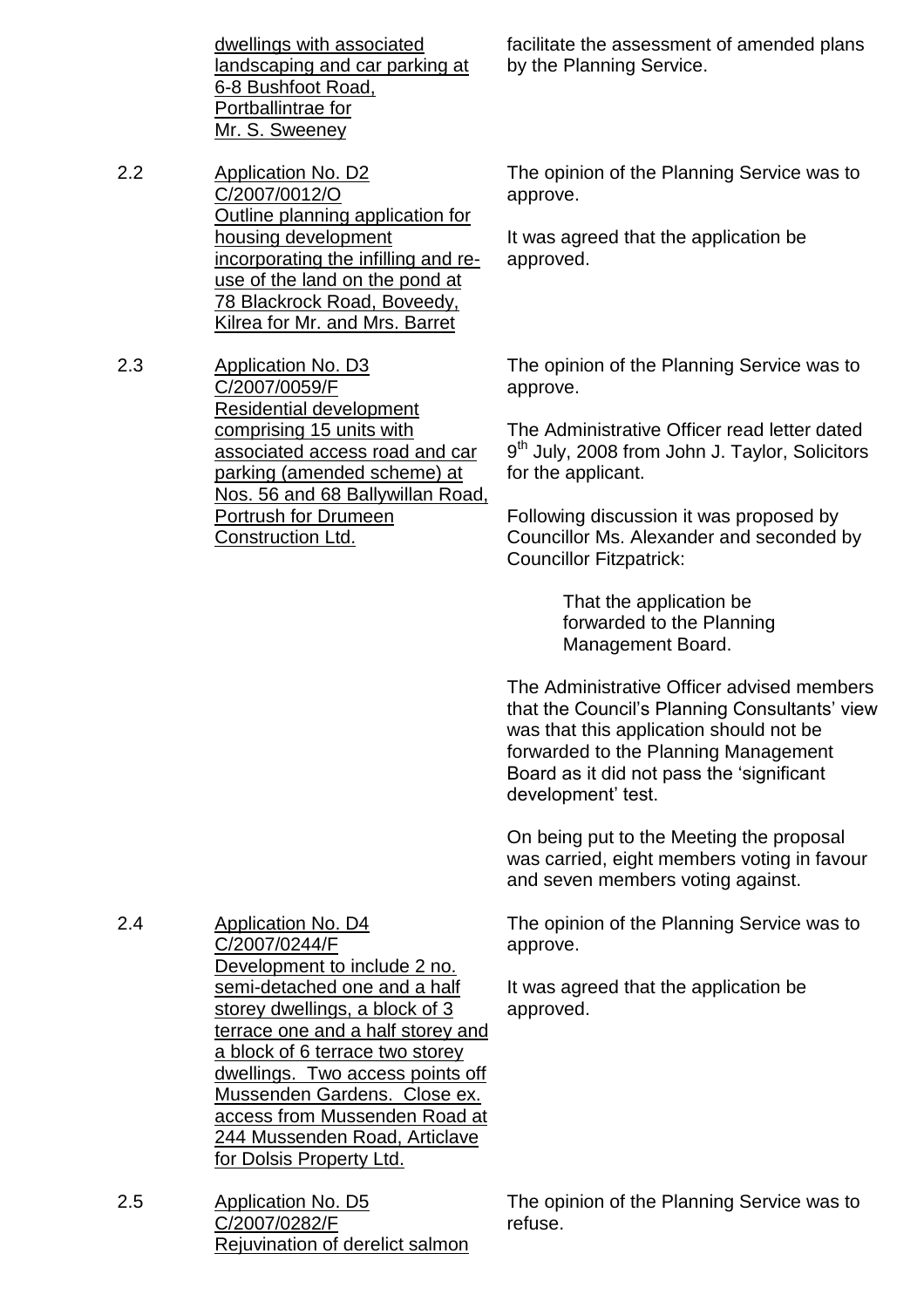dwellings with associated landscaping and car parking at 6-8 Bushfoot Road, Portballintrae for Mr. S. Sweeney

facilitate the assessment of amended plans by the Planning Service.

2.2 Application No. D2 C/2007/0012/O Outline planning application for housing development incorporating the infilling and re-use of the land on the pond at 78 Blackrock Road, Boveedy, Kilrea for Mr. and Mrs. Barret

The opinion of the Planning Service was to approve.

It was agreed that the application be approved.

2.3 Application No. D3 C/2007/0059/F Residential development comprising 15 units with associated access road and car parking (amended scheme) at Nos. 56 and 68 Ballywillan Road, Portrush for Drumeen Construction Ltd.

The opinion of the Planning Service was to approve.

The Administrative Officer read letter dated 9th July, 2008 from John J. Taylor, Solicitors for the applicant.

Following discussion it was proposed by Councillor Ms. Alexander and seconded by Councillor Fitzpatrick:

> That the application be forwarded to the Planning Management Board.

The Administrative Officer advised members that the Council's Planning Consultants' view was that this application should not be forwarded to the Planning Management Board as it did not pass the 'significant development' test.

On being put to the Meeting the proposal was carried, eight members voting in favour and seven members voting against.

2.4 Application No. D4 C/2007/0244/F Development to include 2 no. semi-detached one and a half storey dwellings, a block of 3 terrace one and a half storey and a block of 6 terrace two storey dwellings. Two access points off Mussenden Gardens. Close ex. access from Mussenden Road at 244 Mussenden Road, Articlave for Dolsis Property Ltd.

The opinion of the Planning Service was to approve.

It was agreed that the application be approved.

2.5 Application No. D5 C/2007/0282/F Rejuvination of derelict salmon

The opinion of the Planning Service was to refuse.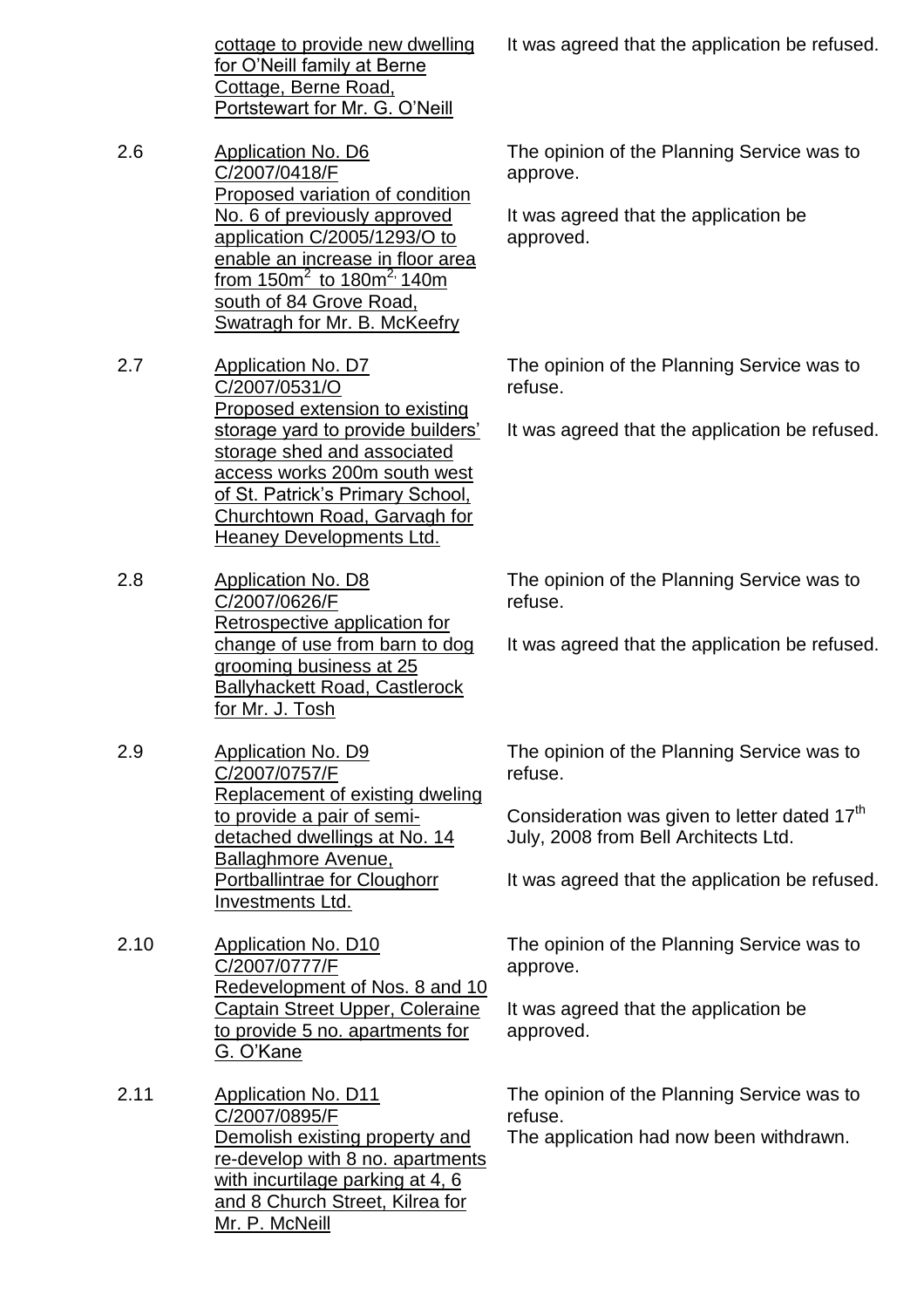| | | |
|---|---|---|
| | cottage to provide new dwelling for O'Neill family at Berne Cottage, Berne Road, Portstewart for Mr. G. O'Neill | It was agreed that the application be refused. |
| 2.6 | Application No. D6 C/2007/0418/F Proposed variation of condition No. 6 of previously approved application C/2005/1293/O to enable an increase in floor area from $150m^2$ to $180m^2$, 140m south of 84 Grove Road, Swatragh for Mr. B. McKeefry | The opinion of the Planning Service was to approve.<br><br>It was agreed that the application be approved. |
| 2.7 | Application No. D7 C/2007/0531/O Proposed extension to existing storage yard to provide builders' storage shed and associated access works 200m south west of St. Patrick's Primary School, Churchtown Road, Garvagh for Heaney Developments Ltd. | The opinion of the Planning Service was to refuse.<br><br>It was agreed that the application be refused. |
| 2.8 | Application No. D8 C/2007/0626/F Retrospective application for change of use from barn to dog grooming business at 25 Ballyhackett Road, Castlerock for Mr. J. Tosh | The opinion of the Planning Service was to refuse.<br><br>It was agreed that the application be refused. |
| 2.9 | Application No. D9 C/2007/0757/F Replacement of existing dweling to provide a pair of semi-detached dwellings at No. 14 Ballaghmore Avenue, Portballintrae for Cloughorr Investments Ltd. | The opinion of the Planning Service was to refuse.<br><br>Consideration was given to letter dated 17th July, 2008 from Bell Architects Ltd.<br><br>It was agreed that the application be refused. |
| 2.10 | Application No. D10 C/2007/0777/F Redevelopment of Nos. 8 and 10 Captain Street Upper, Coleraine to provide 5 no. apartments for G. O'Kane | The opinion of the Planning Service was to approve.<br><br>It was agreed that the application be approved. |
| 2.11 | Application No. D11 C/2007/0895/F Demolish existing property and re-develop with 8 no. apartments with incurtilage parking at 4, 6 and 8 Church Street, Kilrea for Mr. P. McNeill | The opinion of the Planning Service was to refuse.<br>The application had now been withdrawn. |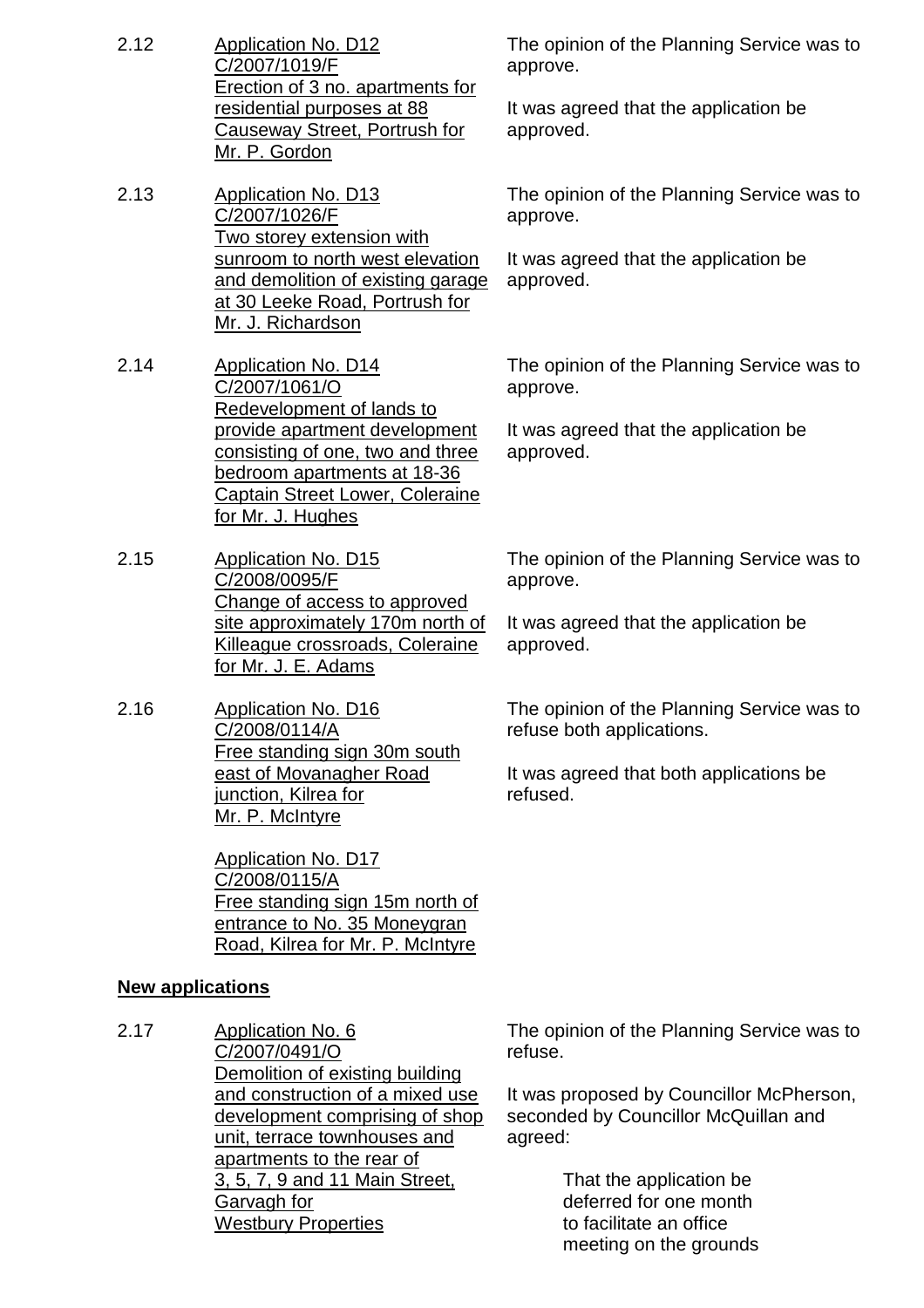2.12 Application No. D12
C/2007/1019/F
Erection of 3 no. apartments for residential purposes at 88 Causeway Street, Portrush for Mr. P. Gordon

The opinion of the Planning Service was to approve.

It was agreed that the application be approved.

2.13 Application No. D13
C/2007/1026/F
Two storey extension with sunroom to north west elevation and demolition of existing garage at 30 Leeke Road, Portrush for Mr. J. Richardson

The opinion of the Planning Service was to approve.

It was agreed that the application be approved.

2.14 Application No. D14
C/2007/1061/O
Redevelopment of lands to provide apartment development consisting of one, two and three bedroom apartments at 18-36 Captain Street Lower, Coleraine for Mr. J. Hughes

The opinion of the Planning Service was to approve.

It was agreed that the application be approved.

2.15 Application No. D15
C/2008/0095/F
Change of access to approved site approximately 170m north of Killeague crossroads, Coleraine for Mr. J. E. Adams

The opinion of the Planning Service was to approve.

It was agreed that the application be approved.

2.16 Application No. D16
C/2008/0114/A
Free standing sign 30m south east of Movanagher Road junction, Kilrea for Mr. P. McIntyre

Application No. D17
C/2008/0115/A
Free standing sign 15m north of entrance to No. 35 Moneygran Road, Kilrea for Mr. P. McIntyre

The opinion of the Planning Service was to refuse both applications.

It was agreed that both applications be refused.

**New applications**

2.17 Application No. 6
C/2007/0491/O
Demolition of existing building and construction of a mixed use development comprising of shop unit, terrace townhouses and apartments to the rear of 3, 5, 7, 9 and 11 Main Street, Garvagh for Westbury Properties

The opinion of the Planning Service was to refuse.

It was proposed by Councillor McPherson, seconded by Councillor McQuillan and agreed:

> That the application be deferred for one month to facilitate an office meeting on the grounds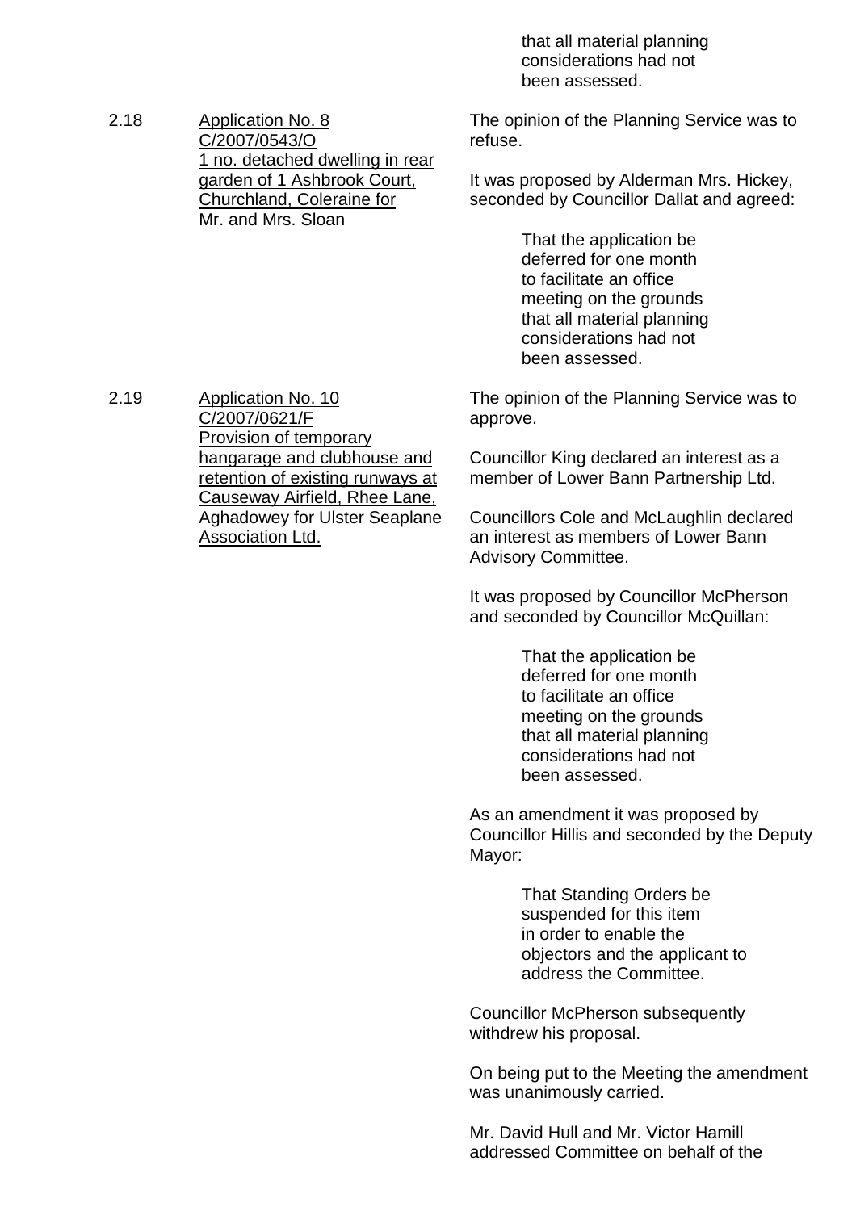that all material planning considerations had not been assessed.

2.18 Application No. 8
C/2007/0543/O
1 no. detached dwelling in rear garden of 1 Ashbrook Court, Churchland, Coleraine for Mr. and Mrs. Sloan

The opinion of the Planning Service was to refuse.

It was proposed by Alderman Mrs. Hickey, seconded by Councillor Dallat and agreed:

> That the application be deferred for one month to facilitate an office meeting on the grounds that all material planning considerations had not been assessed.

2.19 Application No. 10
C/2007/0621/F
Provision of temporary hangarage and clubhouse and retention of existing runways at Causeway Airfield, Rhee Lane, Aghadowey for Ulster Seaplane Association Ltd.

The opinion of the Planning Service was to approve.

Councillor King declared an interest as a member of Lower Bann Partnership Ltd.

Councillors Cole and McLaughlin declared an interest as members of Lower Bann Advisory Committee.

It was proposed by Councillor McPherson and seconded by Councillor McQuillan:

> That the application be deferred for one month to facilitate an office meeting on the grounds that all material planning considerations had not been assessed.

As an amendment it was proposed by Councillor Hillis and seconded by the Deputy Mayor:

> That Standing Orders be suspended for this item in order to enable the objectors and the applicant to address the Committee.

Councillor McPherson subsequently withdrew his proposal.

On being put to the Meeting the amendment was unanimously carried.

Mr. David Hull and Mr. Victor Hamill addressed Committee on behalf of the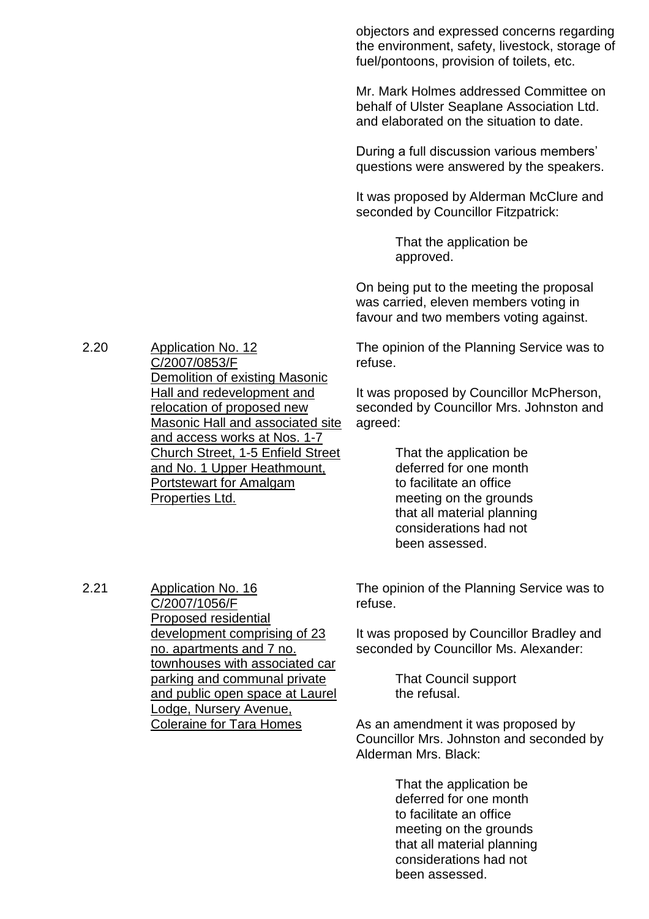objectors and expressed concerns regarding the environment, safety, livestock, storage of fuel/pontoons, provision of toilets, etc.

Mr. Mark Holmes addressed Committee on behalf of Ulster Seaplane Association Ltd. and elaborated on the situation to date.

During a full discussion various members' questions were answered by the speakers.

It was proposed by Alderman McClure and seconded by Councillor Fitzpatrick:

> That the application be approved.

On being put to the meeting the proposal was carried, eleven members voting in favour and two members voting against.

2.20 Application No. 12 C/2007/0853/F Demolition of existing Masonic Hall and redevelopment and relocation of proposed new Masonic Hall and associated site and access works at Nos. 1-7 Church Street, 1-5 Enfield Street and No. 1 Upper Heathmount, Portstewart for Amalgam Properties Ltd.

The opinion of the Planning Service was to refuse.

It was proposed by Councillor McPherson, seconded by Councillor Mrs. Johnston and agreed:

> That the application be deferred for one month to facilitate an office meeting on the grounds that all material planning considerations had not been assessed.

2.21 Application No. 16 C/2007/1056/F Proposed residential development comprising of 23 no. apartments and 7 no. townhouses with associated car parking and communal private and public open space at Laurel Lodge, Nursery Avenue, Coleraine for Tara Homes

The opinion of the Planning Service was to refuse.

It was proposed by Councillor Bradley and seconded by Councillor Ms. Alexander:

> That Council support the refusal.

As an amendment it was proposed by Councillor Mrs. Johnston and seconded by Alderman Mrs. Black:

> That the application be deferred for one month to facilitate an office meeting on the grounds that all material planning considerations had not been assessed.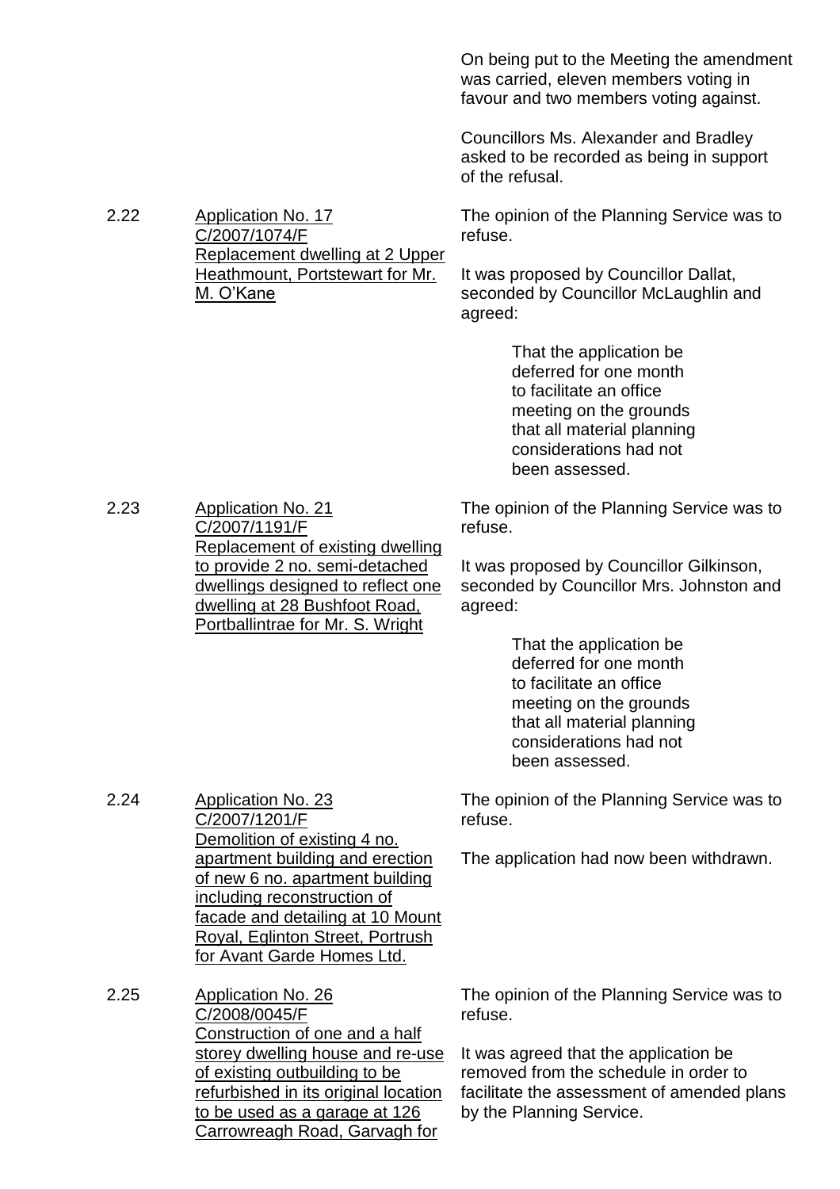On being put to the Meeting the amendment was carried, eleven members voting in favour and two members voting against.

Councillors Ms. Alexander and Bradley asked to be recorded as being in support of the refusal.

2.22 Application No. 17 C/2007/1074/F Replacement dwelling at 2 Upper Heathmount, Portstewart for Mr. M. O'Kane

The opinion of the Planning Service was to refuse.

It was proposed by Councillor Dallat, seconded by Councillor McLaughlin and agreed:

> That the application be deferred for one month to facilitate an office meeting on the grounds that all material planning considerations had not been assessed.

2.23 Application No. 21 C/2007/1191/F Replacement of existing dwelling to provide 2 no. semi-detached dwellings designed to reflect one dwelling at 28 Bushfoot Road, Portballintrae for Mr. S. Wright

The opinion of the Planning Service was to refuse.

It was proposed by Councillor Gilkinson, seconded by Councillor Mrs. Johnston and agreed:

> That the application be deferred for one month to facilitate an office meeting on the grounds that all material planning considerations had not been assessed.

2.24 Application No. 23 C/2007/1201/F Demolition of existing 4 no. apartment building and erection of new 6 no. apartment building including reconstruction of facade and detailing at 10 Mount Royal, Eglinton Street, Portrush for Avant Garde Homes Ltd.

The opinion of the Planning Service was to refuse.

The application had now been withdrawn.

2.25 Application No. 26 C/2008/0045/F Construction of one and a half storey dwelling house and re-use of existing outbuilding to be refurbished in its original location to be used as a garage at 126 Carrowreagh Road, Garvagh for

The opinion of the Planning Service was to refuse.

It was agreed that the application be removed from the schedule in order to facilitate the assessment of amended plans by the Planning Service.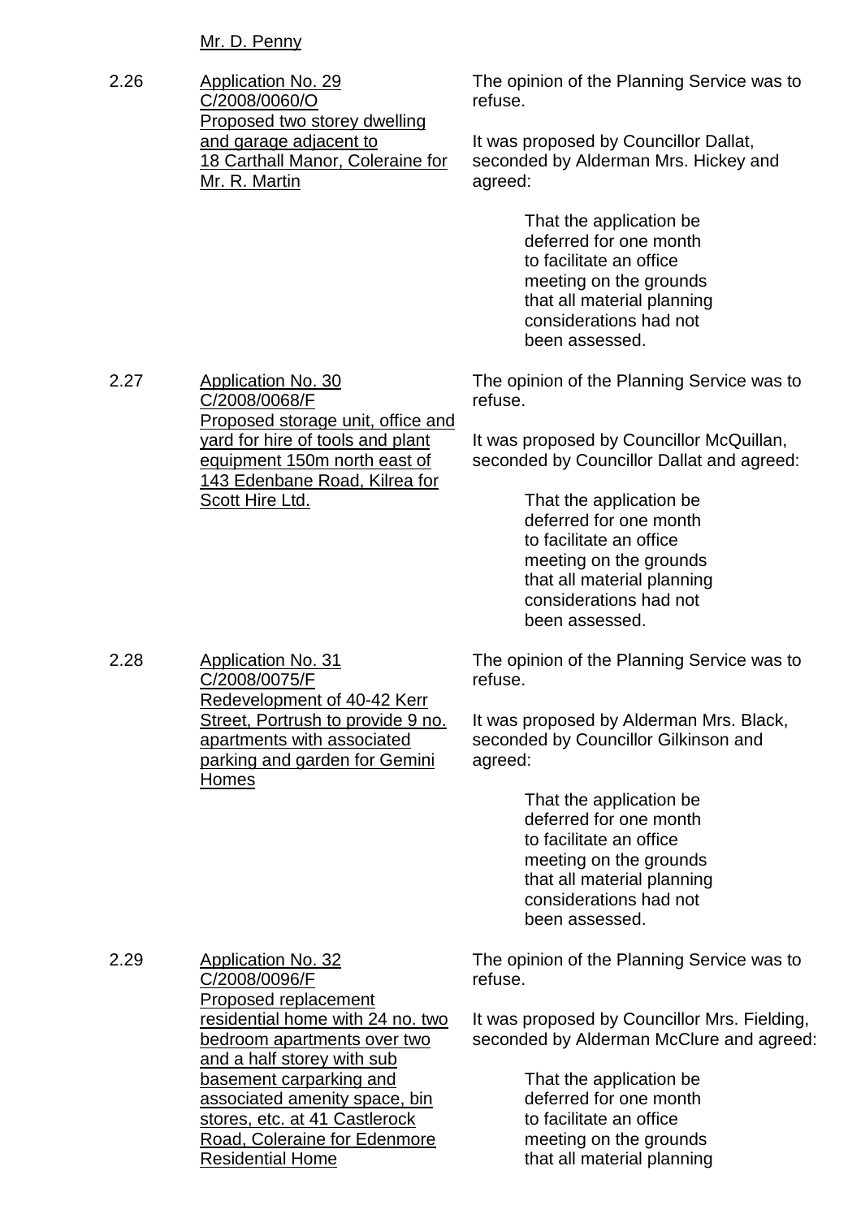Mr. D. Penny

2.26 Application No. 29
C/2008/0060/O
Proposed two storey dwelling and garage adjacent to 18 Carthall Manor, Coleraine for Mr. R. Martin

The opinion of the Planning Service was to refuse.

It was proposed by Councillor Dallat, seconded by Alderman Mrs. Hickey and agreed:

> That the application be deferred for one month to facilitate an office meeting on the grounds that all material planning considerations had not been assessed.

2.27 Application No. 30
C/2008/0068/F
Proposed storage unit, office and yard for hire of tools and plant equipment 150m north east of 143 Edenbane Road, Kilrea for Scott Hire Ltd.

The opinion of the Planning Service was to refuse.

It was proposed by Councillor McQuillan, seconded by Councillor Dallat and agreed:

> That the application be deferred for one month to facilitate an office meeting on the grounds that all material planning considerations had not been assessed.

2.28 Application No. 31
C/2008/0075/F
Redevelopment of 40-42 Kerr Street, Portrush to provide 9 no. apartments with associated parking and garden for Gemini Homes

The opinion of the Planning Service was to refuse.

It was proposed by Alderman Mrs. Black, seconded by Councillor Gilkinson and agreed:

> That the application be deferred for one month to facilitate an office meeting on the grounds that all material planning considerations had not been assessed.

2.29 Application No. 32
C/2008/0096/F
Proposed replacement residential home with 24 no. two bedroom apartments over two and a half storey with sub basement carparking and associated amenity space, bin stores, etc. at 41 Castlerock Road, Coleraine for Edenmore Residential Home

The opinion of the Planning Service was to refuse.

It was proposed by Councillor Mrs. Fielding, seconded by Alderman McClure and agreed:

> That the application be deferred for one month to facilitate an office meeting on the grounds that all material planning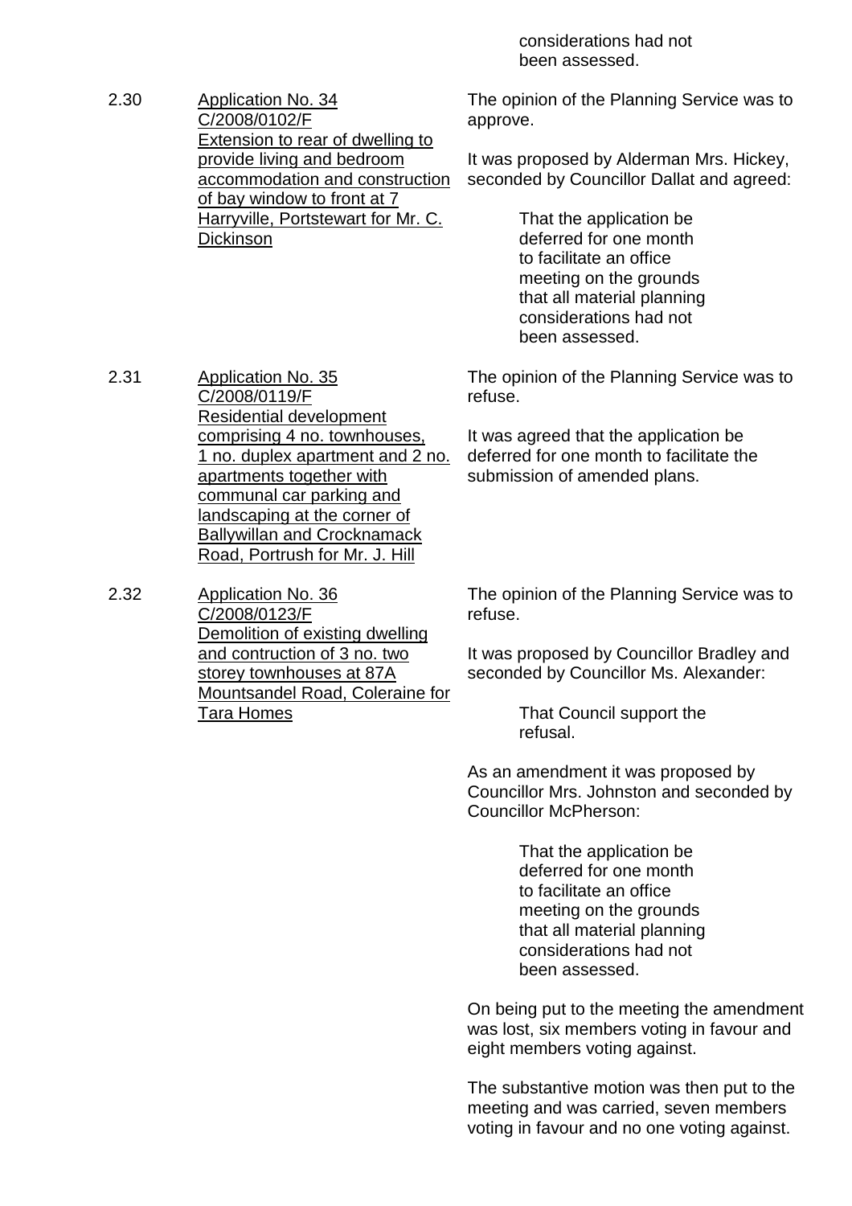considerations had not been assessed.

2.30 Application No. 34
C/2008/0102/F
Extension to rear of dwelling to provide living and bedroom accommodation and construction of bay window to front at 7 Harryville, Portstewart for Mr. C. Dickinson

The opinion of the Planning Service was to approve.

It was proposed by Alderman Mrs. Hickey, seconded by Councillor Dallat and agreed:

> That the application be deferred for one month to facilitate an office meeting on the grounds that all material planning considerations had not been assessed.

2.31 Application No. 35
C/2008/0119/F
Residential development comprising 4 no. townhouses, 1 no. duplex apartment and 2 no. apartments together with communal car parking and landscaping at the corner of Ballywillan and Crocknamack Road, Portrush for Mr. J. Hill

The opinion of the Planning Service was to refuse.

It was agreed that the application be deferred for one month to facilitate the submission of amended plans.

2.32 Application No. 36
C/2008/0123/F
Demolition of existing dwelling and contruction of 3 no. two storey townhouses at 87A Mountsandel Road, Coleraine for Tara Homes

The opinion of the Planning Service was to refuse.

It was proposed by Councillor Bradley and seconded by Councillor Ms. Alexander:

> That Council support the refusal.

As an amendment it was proposed by Councillor Mrs. Johnston and seconded by Councillor McPherson:

> That the application be deferred for one month to facilitate an office meeting on the grounds that all material planning considerations had not been assessed.

On being put to the meeting the amendment was lost, six members voting in favour and eight members voting against.

The substantive motion was then put to the meeting and was carried, seven members voting in favour and no one voting against.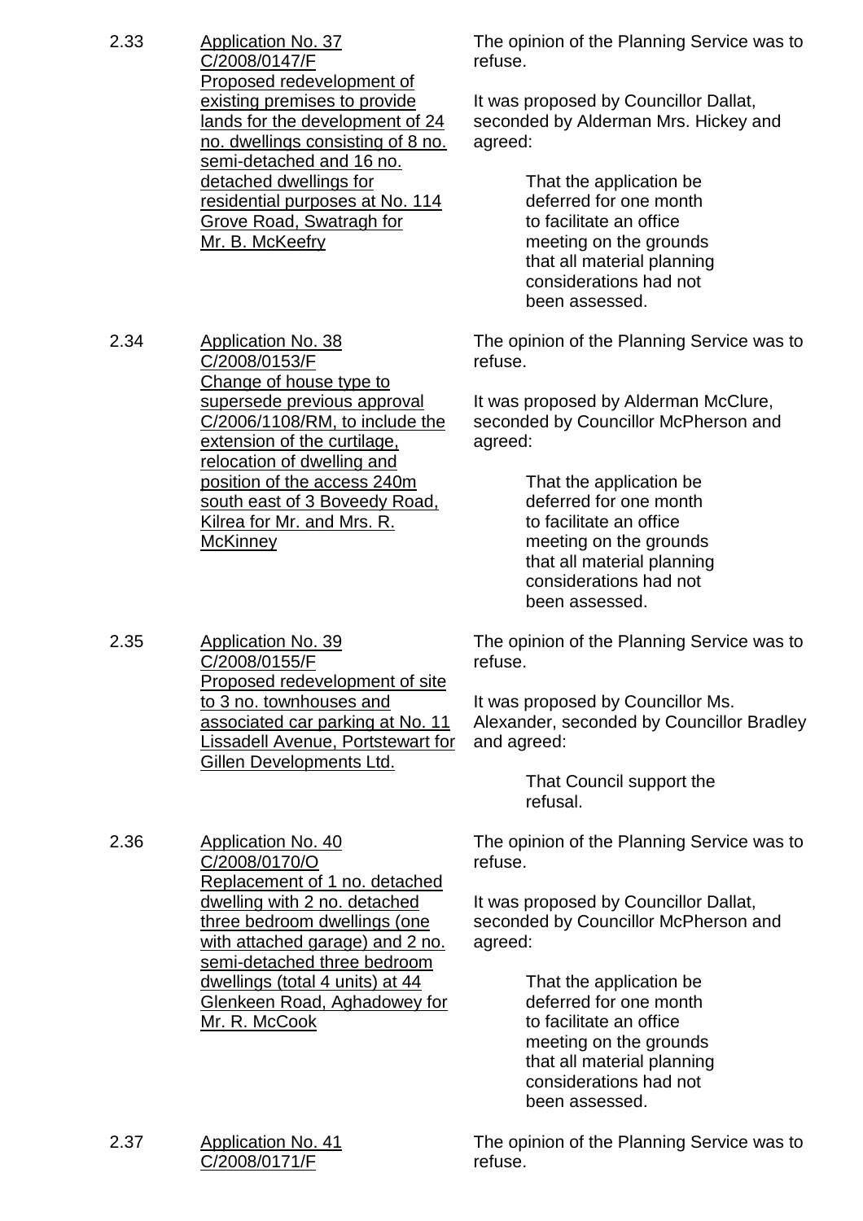2.33 <u>Application No. 37 C/2008/0147/F Proposed redevelopment of existing premises to provide lands for the development of 24 no. dwellings consisting of 8 no. semi-detached and 16 no. detached dwellings for residential purposes at No. 114 Grove Road, Swatragh for Mr. B. McKeefry</u>

The opinion of the Planning Service was to refuse.

It was proposed by Councillor Dallat, seconded by Alderman Mrs. Hickey and agreed:

> That the application be deferred for one month to facilitate an office meeting on the grounds that all material planning considerations had not been assessed.

2.34 <u>Application No. 38 C/2008/0153/F Change of house type to supersede previous approval C/2006/1108/RM, to include the extension of the curtilage, relocation of dwelling and position of the access 240m south east of 3 Boveedy Road, Kilrea for Mr. and Mrs. R. McKinney</u>

The opinion of the Planning Service was to refuse.

It was proposed by Alderman McClure, seconded by Councillor McPherson and agreed:

> That the application be deferred for one month to facilitate an office meeting on the grounds that all material planning considerations had not been assessed.

2.35 <u>Application No. 39 C/2008/0155/F Proposed redevelopment of site to 3 no. townhouses and associated car parking at No. 11 Lissadell Avenue, Portstewart for Gillen Developments Ltd.</u>

The opinion of the Planning Service was to refuse.

It was proposed by Councillor Ms. Alexander, seconded by Councillor Bradley and agreed:

> That Council support the refusal.

2.36 <u>Application No. 40 C/2008/0170/O Replacement of 1 no. detached dwelling with 2 no. detached three bedroom dwellings (one with attached garage) and 2 no. semi-detached three bedroom dwellings (total 4 units) at 44 Glenkeen Road, Aghadowey for Mr. R. McCook</u>

The opinion of the Planning Service was to refuse.

It was proposed by Councillor Dallat, seconded by Councillor McPherson and agreed:

> That the application be deferred for one month to facilitate an office meeting on the grounds that all material planning considerations had not been assessed.

2.37 <u>Application No. 41 C/2008/0171/F</u>

The opinion of the Planning Service was to refuse.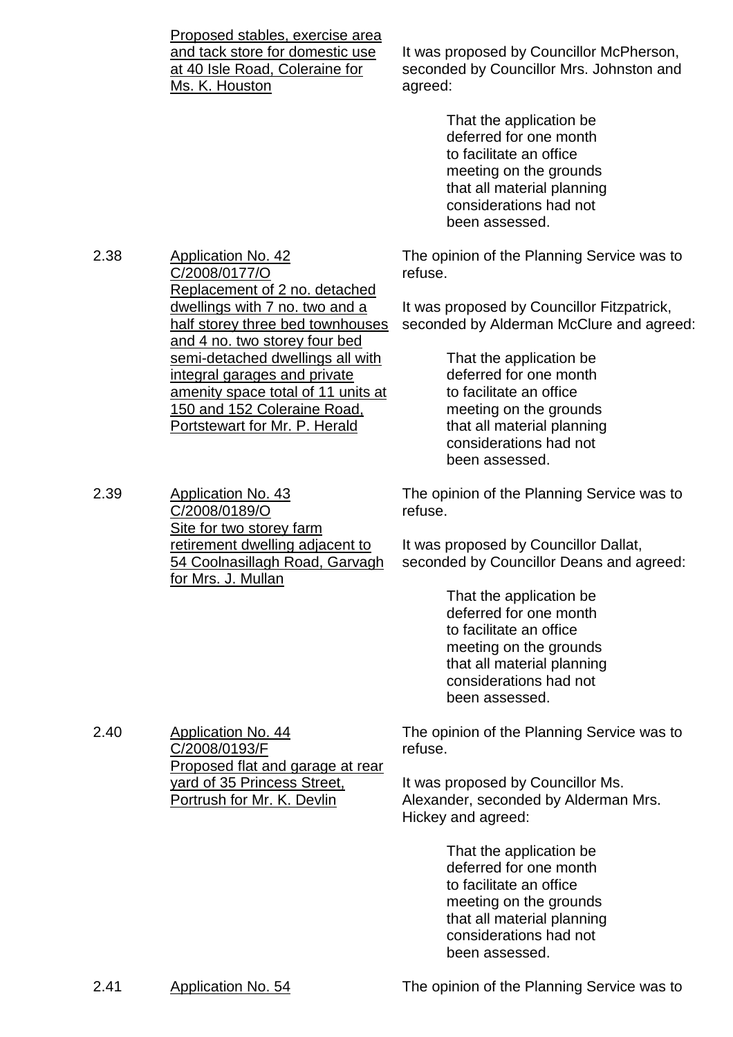| | | |
|---|---|---|
| | Proposed stables, exercise area and tack store for domestic use at 40 Isle Road, Coleraine for Ms. K. Houston | It was proposed by Councillor McPherson, seconded by Councillor Mrs. Johnston and agreed:<br><br>That the application be deferred for one month to facilitate an office meeting on the grounds that all material planning considerations had not been assessed. |
| 2.38 | Application No. 42<br>C/2008/0177/O<br>Replacement of 2 no. detached dwellings with 7 no. two and a half storey three bed townhouses and 4 no. two storey four bed semi-detached dwellings all with integral garages and private amenity space total of 11 units at 150 and 152 Coleraine Road, Portstewart for Mr. P. Herald | The opinion of the Planning Service was to refuse.<br><br>It was proposed by Councillor Fitzpatrick, seconded by Alderman McClure and agreed:<br><br>That the application be deferred for one month to facilitate an office meeting on the grounds that all material planning considerations had not been assessed. |
| 2.39 | Application No. 43<br>C/2008/0189/O<br>Site for two storey farm retirement dwelling adjacent to 54 Coolnasillagh Road, Garvagh for Mrs. J. Mullan | The opinion of the Planning Service was to refuse.<br><br>It was proposed by Councillor Dallat, seconded by Councillor Deans and agreed:<br><br>That the application be deferred for one month to facilitate an office meeting on the grounds that all material planning considerations had not been assessed. |
| 2.40 | Application No. 44<br>C/2008/0193/F<br>Proposed flat and garage at rear yard of 35 Princess Street, Portrush for Mr. K. Devlin | The opinion of the Planning Service was to refuse.<br><br>It was proposed by Councillor Ms. Alexander, seconded by Alderman Mrs. Hickey and agreed:<br><br>That the application be deferred for one month to facilitate an office meeting on the grounds that all material planning considerations had not been assessed. |
| 2.41 | Application No. 54 | The opinion of the Planning Service was to |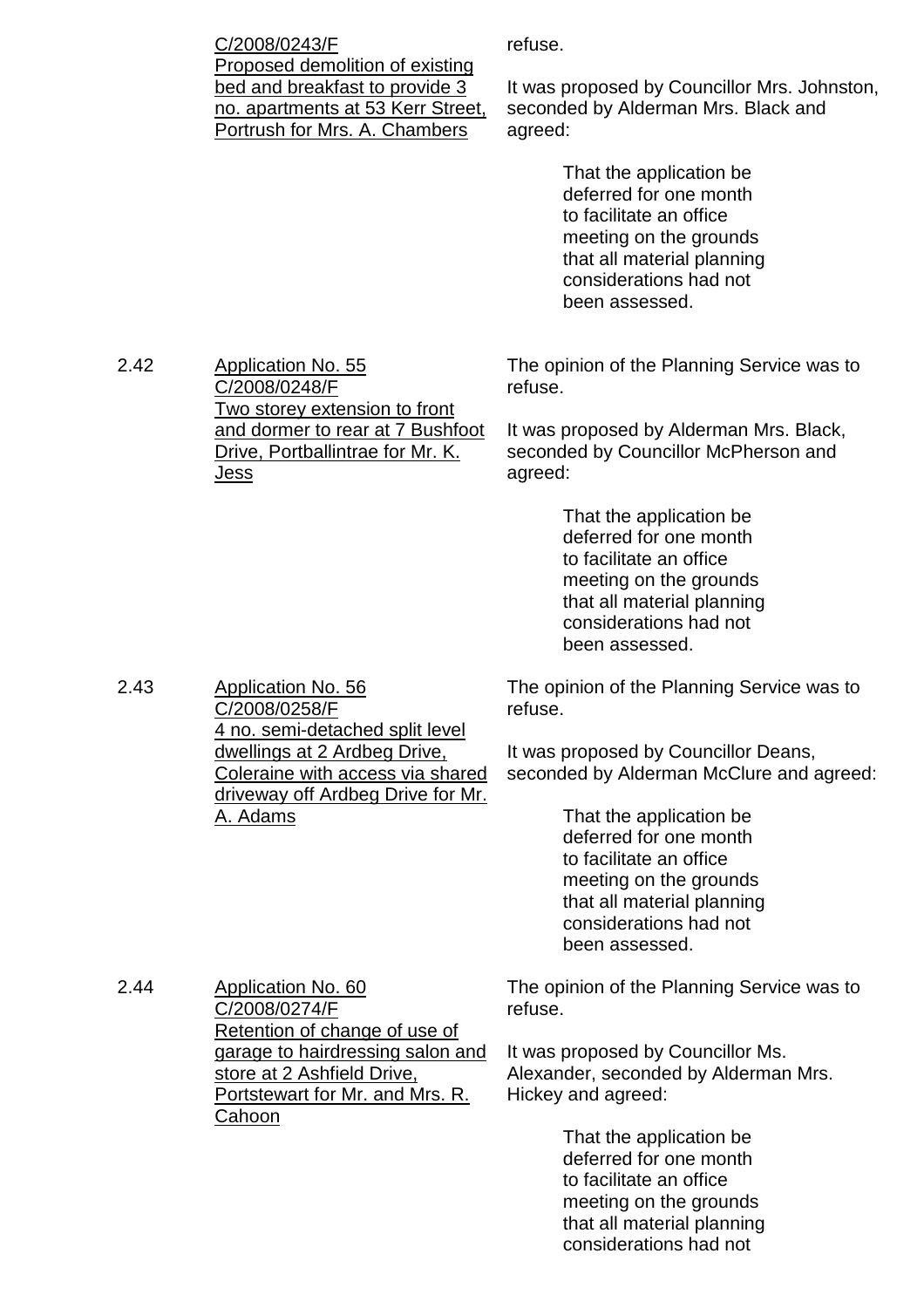| | | |
|---|---|---|
| | <u>C/2008/0243/F Proposed demolition of existing bed and breakfast to provide 3 no. apartments at 53 Kerr Street, Portrush for Mrs. A. Chambers</u> | refuse.<br><br>It was proposed by Councillor Mrs. Johnston, seconded by Alderman Mrs. Black and agreed:<br><br>That the application be deferred for one month to facilitate an office meeting on the grounds that all material planning considerations had not been assessed. |
| 2.42 | <u>Application No. 55 C/2008/0248/F Two storey extension to front and dormer to rear at 7 Bushfoot Drive, Portballintrae for Mr. K. Jess</u> | The opinion of the Planning Service was to refuse.<br><br>It was proposed by Alderman Mrs. Black, seconded by Councillor McPherson and agreed:<br><br>That the application be deferred for one month to facilitate an office meeting on the grounds that all material planning considerations had not been assessed. |
| 2.43 | <u>Application No. 56 C/2008/0258/F 4 no. semi-detached split level dwellings at 2 Ardbeg Drive, Coleraine with access via shared driveway off Ardbeg Drive for Mr. A. Adams</u> | The opinion of the Planning Service was to refuse.<br><br>It was proposed by Councillor Deans, seconded by Alderman McClure and agreed:<br><br>That the application be deferred for one month to facilitate an office meeting on the grounds that all material planning considerations had not been assessed. |
| 2.44 | <u>Application No. 60 C/2008/0274/F Retention of change of use of garage to hairdressing salon and store at 2 Ashfield Drive, Portstewart for Mr. and Mrs. R. Cahoon</u> | The opinion of the Planning Service was to refuse.<br><br>It was proposed by Councillor Ms. Alexander, seconded by Alderman Mrs. Hickey and agreed:<br><br>That the application be deferred for one month to facilitate an office meeting on the grounds that all material planning considerations had not |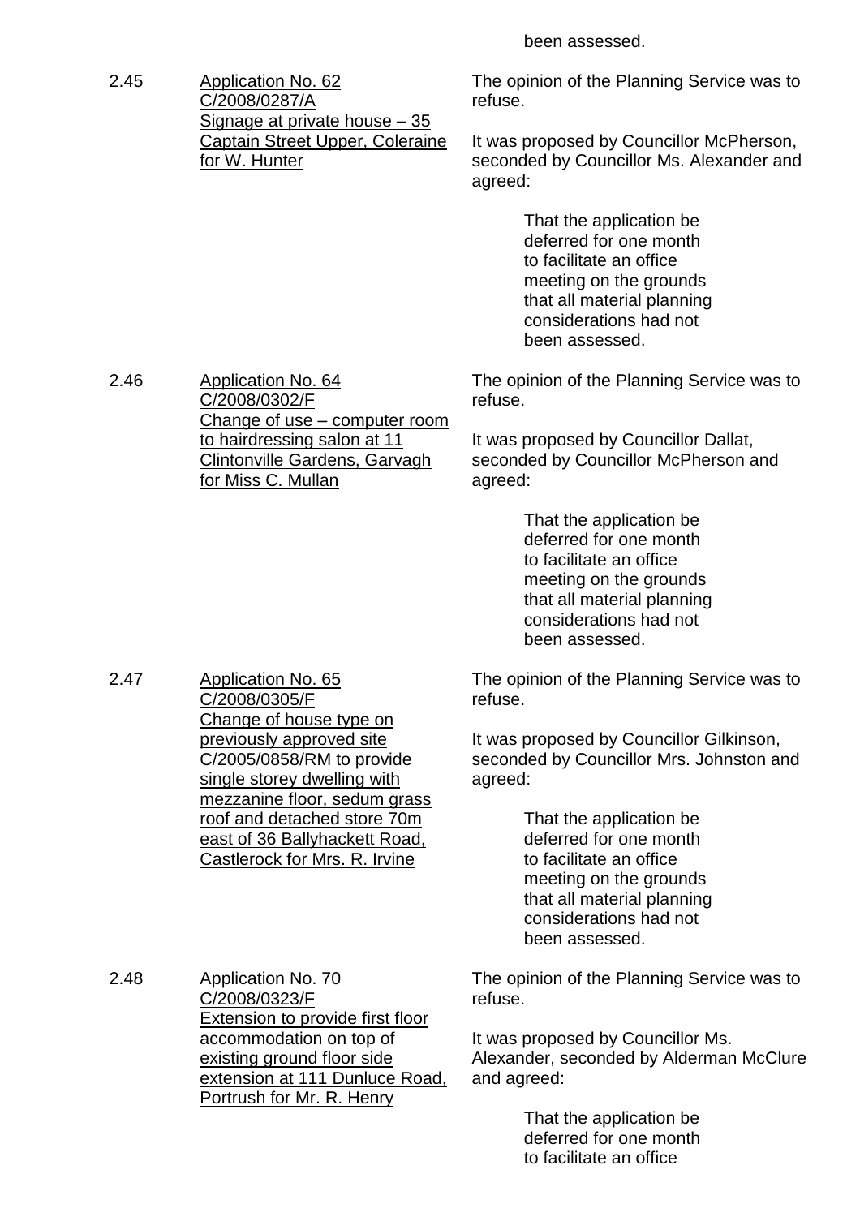been assessed.

2.45 Application No. 62
C/2008/0287/A
Signage at private house – 35 Captain Street Upper, Coleraine for W. Hunter

The opinion of the Planning Service was to refuse.

It was proposed by Councillor McPherson, seconded by Councillor Ms. Alexander and agreed:

> That the application be deferred for one month to facilitate an office meeting on the grounds that all material planning considerations had not been assessed.

2.46 Application No. 64
C/2008/0302/F
Change of use – computer room to hairdressing salon at 11 Clintonville Gardens, Garvagh for Miss C. Mullan

The opinion of the Planning Service was to refuse.

It was proposed by Councillor Dallat, seconded by Councillor McPherson and agreed:

> That the application be deferred for one month to facilitate an office meeting on the grounds that all material planning considerations had not been assessed.

2.47 Application No. 65
C/2008/0305/F
Change of house type on previously approved site C/2005/0858/RM to provide single storey dwelling with mezzanine floor, sedum grass roof and detached store 70m east of 36 Ballyhackett Road, Castlerock for Mrs. R. Irvine

The opinion of the Planning Service was to refuse.

It was proposed by Councillor Gilkinson, seconded by Councillor Mrs. Johnston and agreed:

> That the application be deferred for one month to facilitate an office meeting on the grounds that all material planning considerations had not been assessed.

2.48 Application No. 70
C/2008/0323/F
Extension to provide first floor accommodation on top of existing ground floor side extension at 111 Dunluce Road, Portrush for Mr. R. Henry

The opinion of the Planning Service was to refuse.

It was proposed by Councillor Ms. Alexander, seconded by Alderman McClure and agreed:

> That the application be deferred for one month to facilitate an office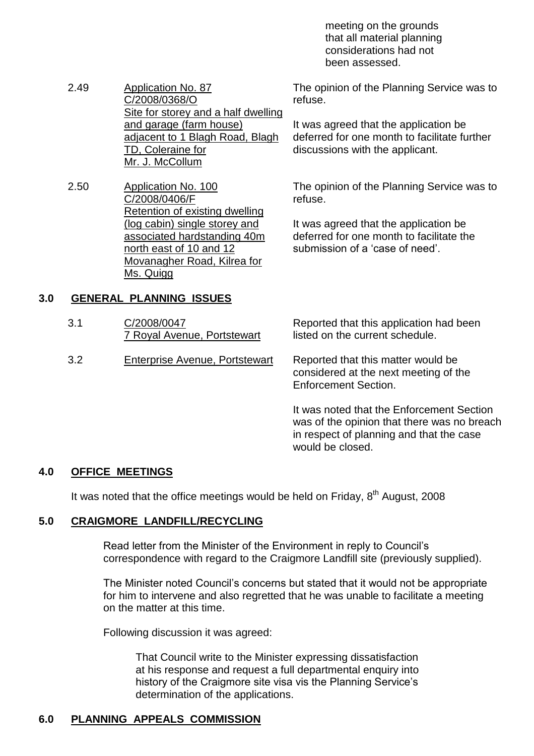meeting on the grounds that all material planning considerations had not been assessed.

2.49 Application No. 87
C/2008/0368/O
Site for storey and a half dwelling and garage (farm house) adjacent to 1 Blagh Road, Blagh TD, Coleraine for Mr. J. McCollum

The opinion of the Planning Service was to refuse.

It was agreed that the application be deferred for one month to facilitate further discussions with the applicant.

2.50 Application No. 100
C/2008/0406/F
Retention of existing dwelling (log cabin) single storey and associated hardstanding 40m north east of 10 and 12 Movanagher Road, Kilrea for Ms. Quigg

The opinion of the Planning Service was to refuse.

It was agreed that the application be deferred for one month to facilitate the submission of a 'case of need'.

## 3.0 GENERAL PLANNING ISSUES

3.1 C/2008/0047
7 Royal Avenue, Portstewart

Reported that this application had been listed on the current schedule.

3.2 Enterprise Avenue, Portstewart

Reported that this matter would be considered at the next meeting of the Enforcement Section.

It was noted that the Enforcement Section was of the opinion that there was no breach in respect of planning and that the case would be closed.

## 4.0 OFFICE MEETINGS

It was noted that the office meetings would be held on Friday, 8th August, 2008

## 5.0 CRAIGMORE LANDFILL/RECYCLING

Read letter from the Minister of the Environment in reply to Council's correspondence with regard to the Craigmore Landfill site (previously supplied).

The Minister noted Council's concerns but stated that it would not be appropriate for him to intervene and also regretted that he was unable to facilitate a meeting on the matter at this time.

Following discussion it was agreed:

> That Council write to the Minister expressing dissatisfaction at his response and request a full departmental enquiry into history of the Craigmore site visa vis the Planning Service's determination of the applications.

## 6.0 PLANNING APPEALS COMMISSION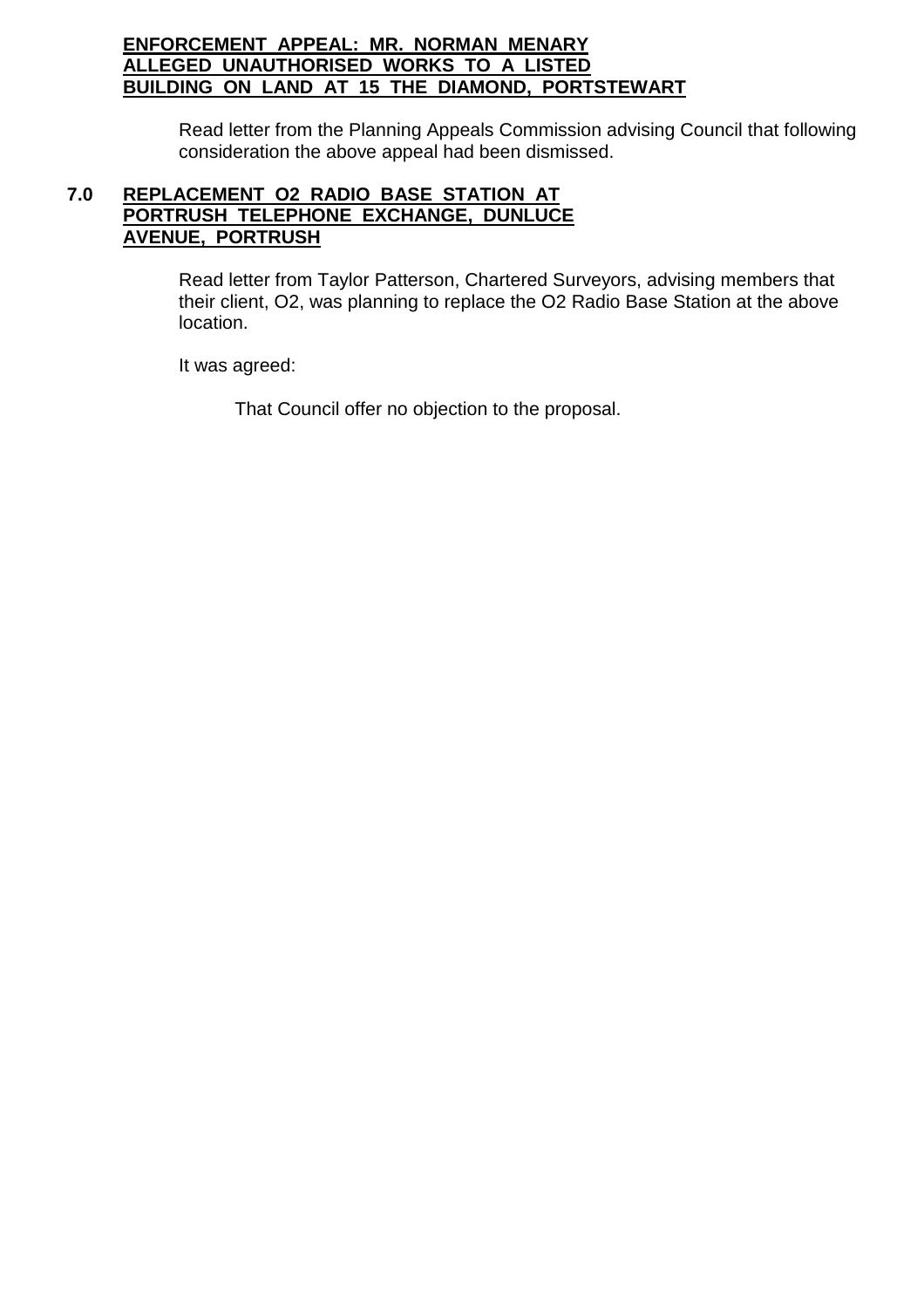**ENFORCEMENT APPEAL: MR. NORMAN MENARY ALLEGED UNAUTHORISED WORKS TO A LISTED BUILDING ON LAND AT 15 THE DIAMOND, PORTSTEWART**

Read letter from the Planning Appeals Commission advising Council that following consideration the above appeal had been dismissed.

## 7.0 REPLACEMENT O2 RADIO BASE STATION AT PORTRUSH TELEPHONE EXCHANGE, DUNLUCE AVENUE, PORTRUSH

Read letter from Taylor Patterson, Chartered Surveyors, advising members that their client, O2, was planning to replace the O2 Radio Base Station at the above location.

It was agreed:

That Council offer no objection to the proposal.